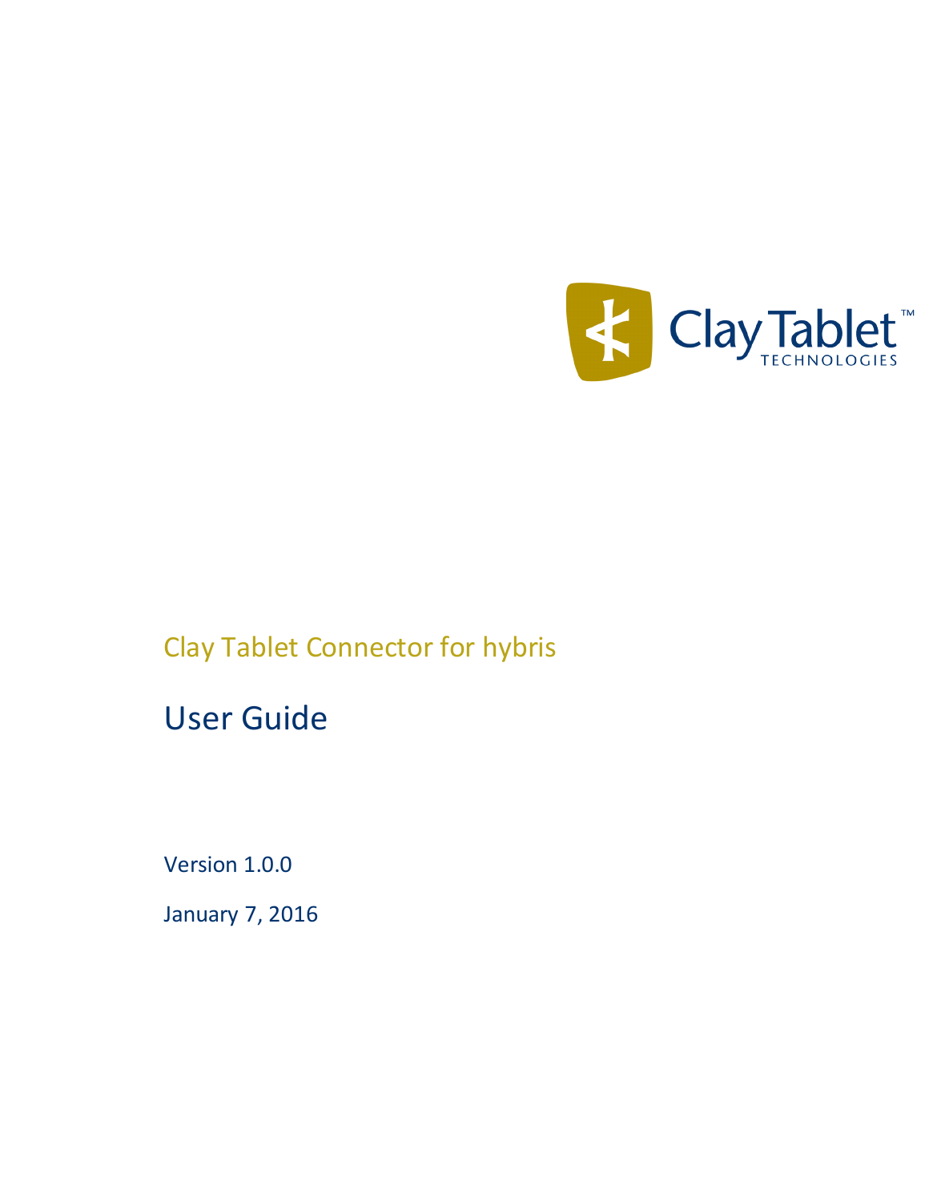Clay Tablet™

TECHNOLOGIES

# Clay Tablet Connector for hybris

## User Guide

Version 1.0.0

January 7, 2016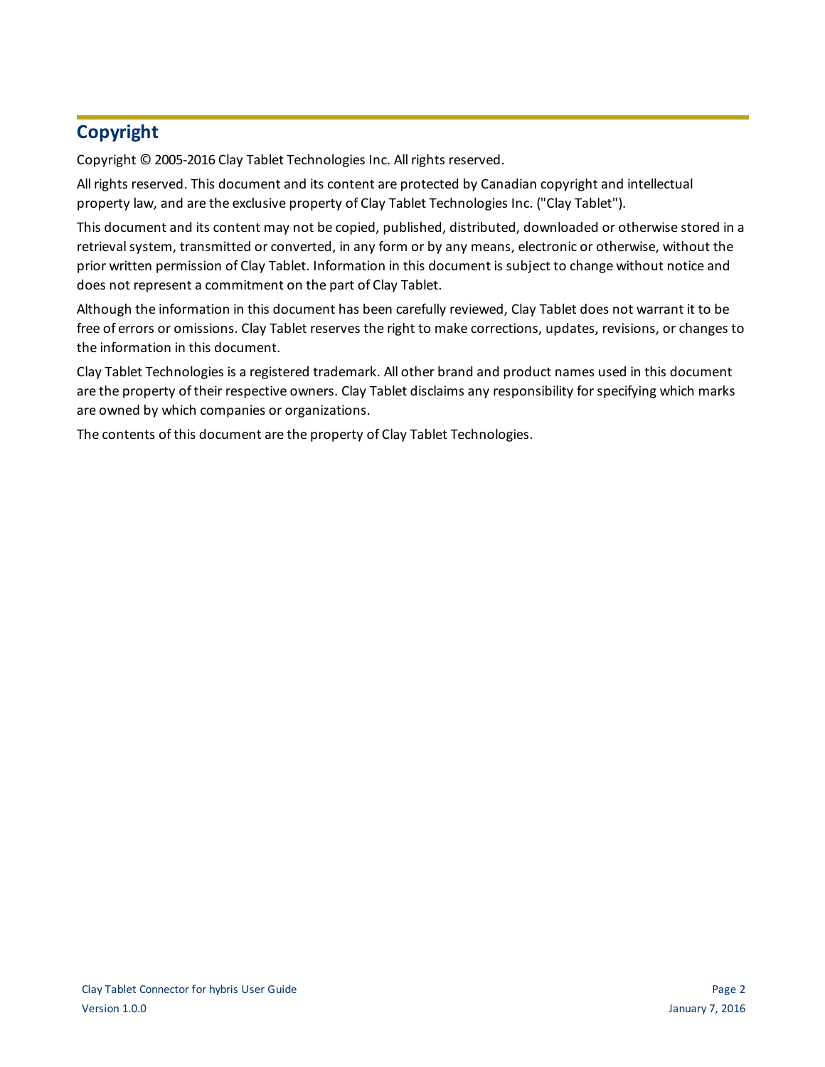## Copyright

Copyright © 2005-2016 Clay Tablet Technologies Inc. All rights reserved.

All rights reserved. This document and its content are protected by Canadian copyright and intellectual property law, and are the exclusive property of Clay Tablet Technologies Inc. ("Clay Tablet").

This document and its content may not be copied, published, distributed, downloaded or otherwise stored in a retrieval system, transmitted or converted, in any form or by any means, electronic or otherwise, without the prior written permission of Clay Tablet. Information in this document is subject to change without notice and does not represent a commitment on the part of Clay Tablet.

Although the information in this document has been carefully reviewed, Clay Tablet does not warrant it to be free of errors or omissions. Clay Tablet reserves the right to make corrections, updates, revisions, or changes to the information in this document.

Clay Tablet Technologies is a registered trademark. All other brand and product names used in this document are the property of their respective owners. Clay Tablet disclaims any responsibility for specifying which marks are owned by which companies or organizations.

The contents of this document are the property of Clay Tablet Technologies.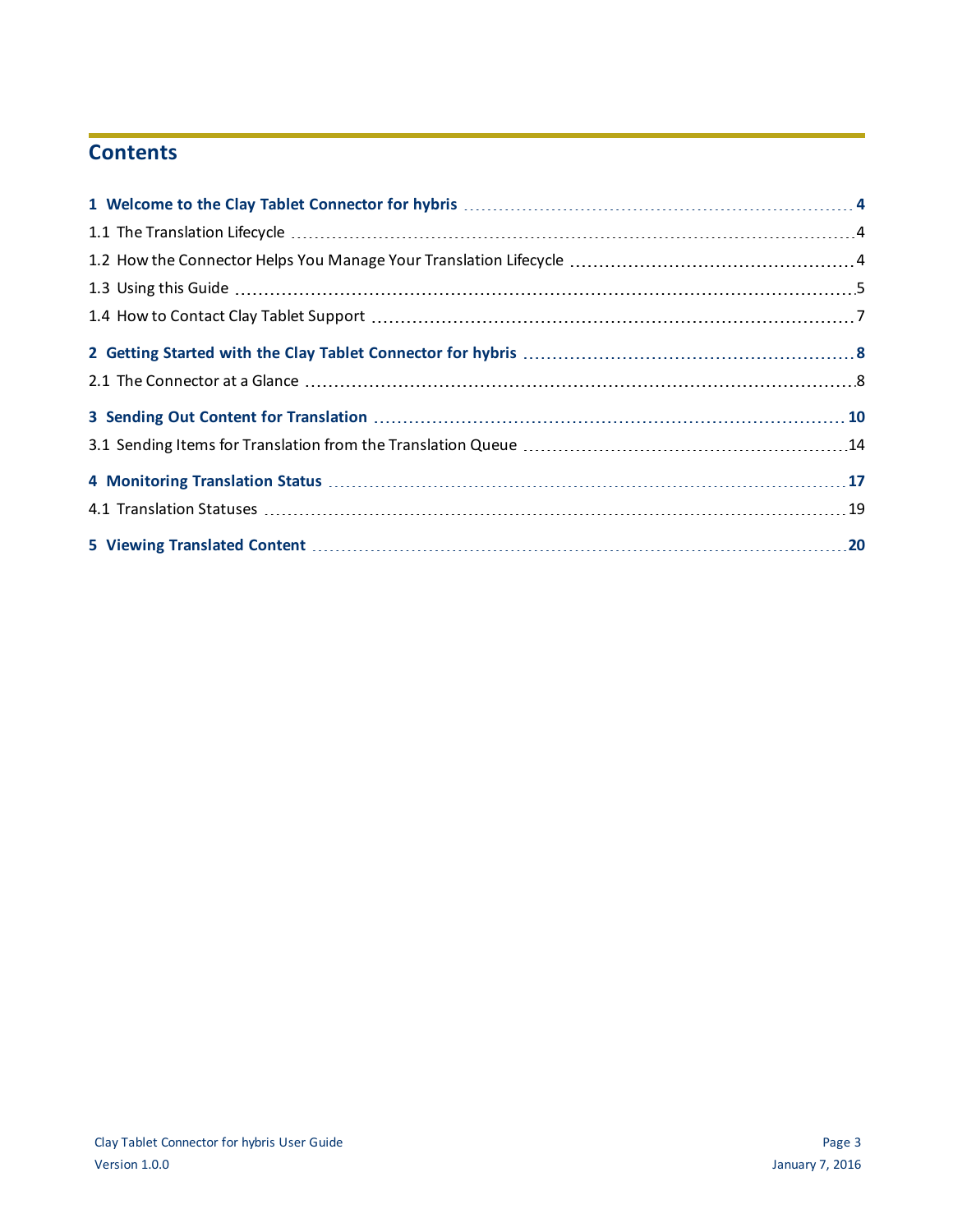# Contents

**1 Welcome to the Clay Tablet Connector for hybris ..... 4**

1.1 The Translation Lifecycle ..... 4

1.2 How the Connector Helps You Manage Your Translation Lifecycle ..... 4

1.3 Using this Guide ..... 5

1.4 How to Contact Clay Tablet Support ..... 7

**2 Getting Started with the Clay Tablet Connector for hybris ..... 8**

2.1 The Connector at a Glance ..... 8

**3 Sending Out Content for Translation ..... 10**

3.1 Sending Items for Translation from the Translation Queue ..... 14

**4 Monitoring Translation Status ..... 17**

4.1 Translation Statuses ..... 19

**5 Viewing Translated Content ..... 20**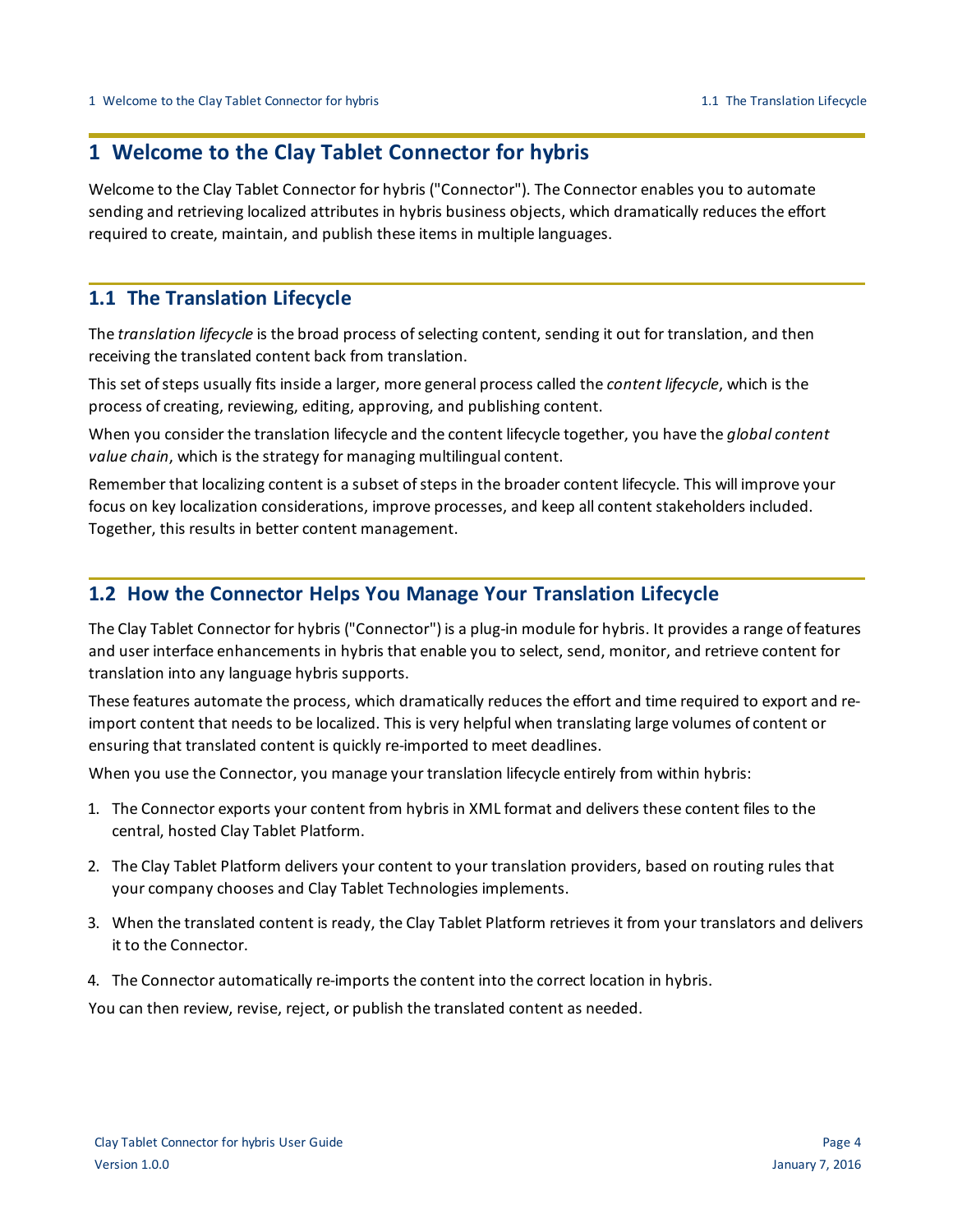# 1 Welcome to the Clay Tablet Connector for hybris

Welcome to the Clay Tablet Connector for hybris ("Connector"). The Connector enables you to automate sending and retrieving localized attributes in hybris business objects, which dramatically reduces the effort required to create, maintain, and publish these items in multiple languages.

## 1.1 The Translation Lifecycle

The *translation lifecycle* is the broad process of selecting content, sending it out for translation, and then receiving the translated content back from translation.

This set of steps usually fits inside a larger, more general process called the *content lifecycle*, which is the process of creating, reviewing, editing, approving, and publishing content.

When you consider the translation lifecycle and the content lifecycle together, you have the *global content value chain*, which is the strategy for managing multilingual content.

Remember that localizing content is a subset of steps in the broader content lifecycle. This will improve your focus on key localization considerations, improve processes, and keep all content stakeholders included. Together, this results in better content management.

## 1.2 How the Connector Helps You Manage Your Translation Lifecycle

The Clay Tablet Connector for hybris ("Connector") is a plug-in module for hybris. It provides a range of features and user interface enhancements in hybris that enable you to select, send, monitor, and retrieve content for translation into any language hybris supports.

These features automate the process, which dramatically reduces the effort and time required to export and re-import content that needs to be localized. This is very helpful when translating large volumes of content or ensuring that translated content is quickly re-imported to meet deadlines.

When you use the Connector, you manage your translation lifecycle entirely from within hybris:

1. The Connector exports your content from hybris in XML format and delivers these content files to the central, hosted Clay Tablet Platform.
2. The Clay Tablet Platform delivers your content to your translation providers, based on routing rules that your company chooses and Clay Tablet Technologies implements.
3. When the translated content is ready, the Clay Tablet Platform retrieves it from your translators and delivers it to the Connector.
4. The Connector automatically re-imports the content into the correct location in hybris.

You can then review, revise, reject, or publish the translated content as needed.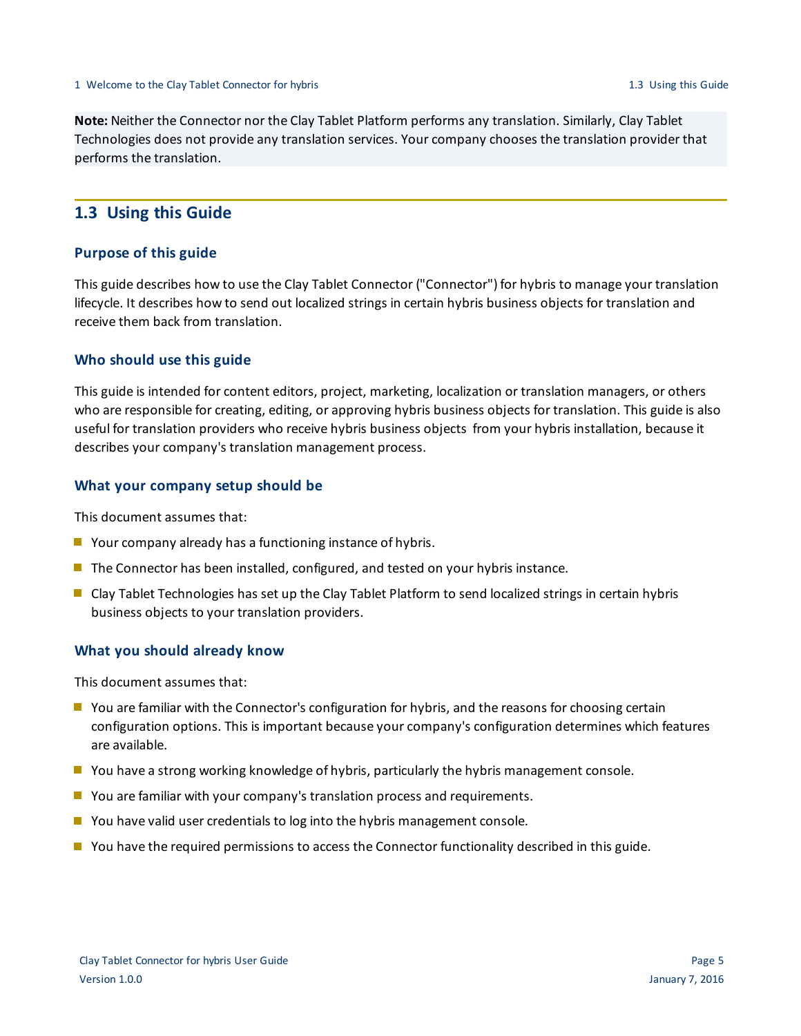**Note:** Neither the Connector nor the Clay Tablet Platform performs any translation. Similarly, Clay Tablet Technologies does not provide any translation services. Your company chooses the translation provider that performs the translation.

## 1.3 Using this Guide

### Purpose of this guide

This guide describes how to use the Clay Tablet Connector ("Connector") for hybris to manage your translation lifecycle. It describes how to send out localized strings in certain hybris business objects for translation and receive them back from translation.

### Who should use this guide

This guide is intended for content editors, project, marketing, localization or translation managers, or others who are responsible for creating, editing, or approving hybris business objects for translation. This guide is also useful for translation providers who receive hybris business objects from your hybris installation, because it describes your company's translation management process.

### What your company setup should be

This document assumes that:

- Your company already has a functioning instance of hybris.
- The Connector has been installed, configured, and tested on your hybris instance.
- Clay Tablet Technologies has set up the Clay Tablet Platform to send localized strings in certain hybris business objects to your translation providers.

### What you should already know

This document assumes that:

- You are familiar with the Connector's configuration for hybris, and the reasons for choosing certain configuration options. This is important because your company's configuration determines which features are available.
- You have a strong working knowledge of hybris, particularly the hybris management console.
- You are familiar with your company's translation process and requirements.
- You have valid user credentials to log into the hybris management console.
- You have the required permissions to access the Connector functionality described in this guide.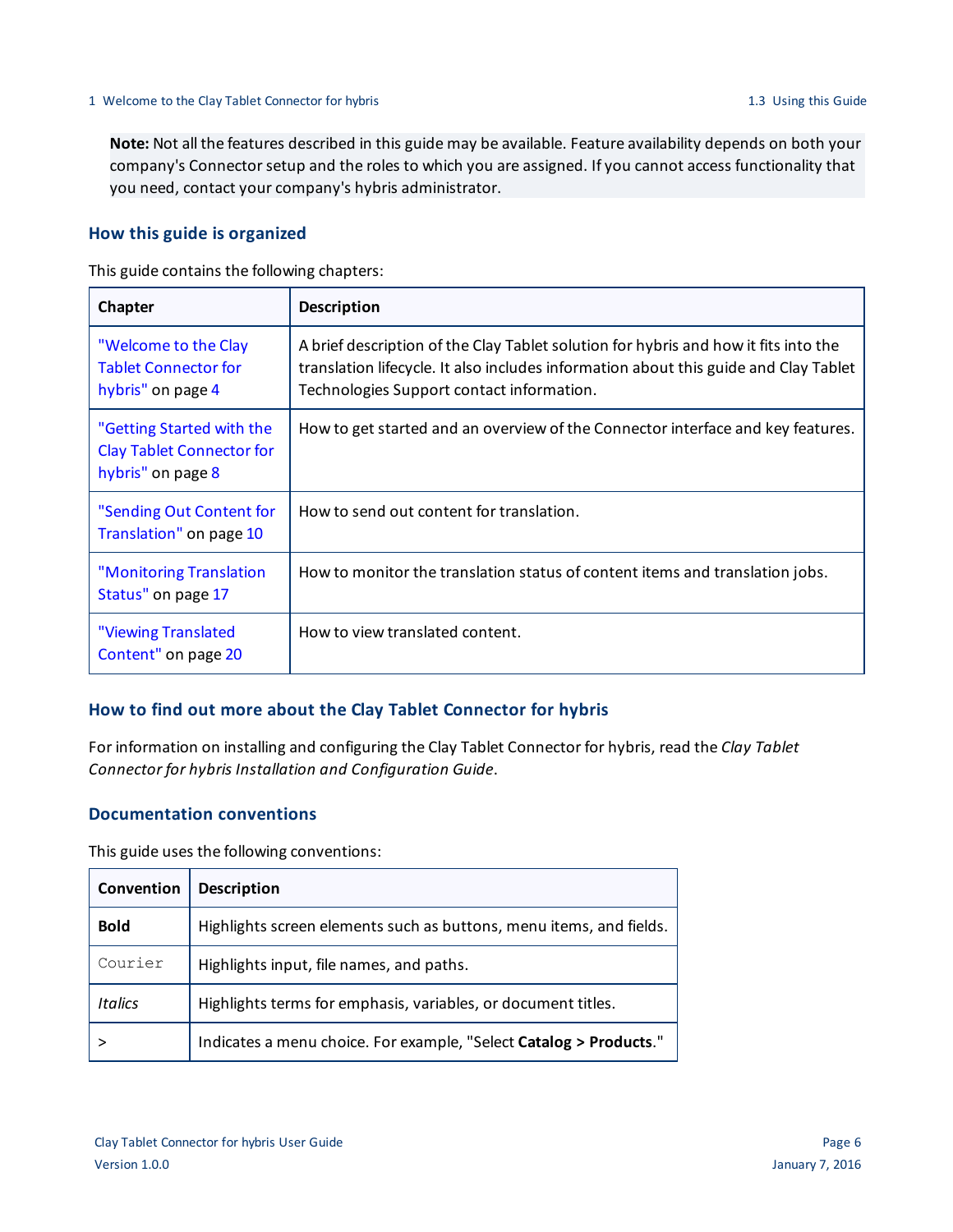**Note:** Not all the features described in this guide may be available. Feature availability depends on both your company's Connector setup and the roles to which you are assigned. If you cannot access functionality that you need, contact your company's hybris administrator.

### How this guide is organized

This guide contains the following chapters:

| Chapter | Description |
|---|---|
| "Welcome to the Clay Tablet Connector for hybris" on page 4 | A brief description of the Clay Tablet solution for hybris and how it fits into the translation lifecycle. It also includes information about this guide and Clay Tablet Technologies Support contact information. |
| "Getting Started with the Clay Tablet Connector for hybris" on page 8 | How to get started and an overview of the Connector interface and key features. |
| "Sending Out Content for Translation" on page 10 | How to send out content for translation. |
| "Monitoring Translation Status" on page 17 | How to monitor the translation status of content items and translation jobs. |
| "Viewing Translated Content" on page 20 | How to view translated content. |

### How to find out more about the Clay Tablet Connector for hybris

For information on installing and configuring the Clay Tablet Connector for hybris, read the *Clay Tablet Connector for hybris Installation and Configuration Guide*.

### Documentation conventions

This guide uses the following conventions:

| Convention | Description |
|---|---|
| **Bold** | Highlights screen elements such as buttons, menu items, and fields. |
| `Courier` | Highlights input, file names, and paths. |
| *Italics* | Highlights terms for emphasis, variables, or document titles. |
| > | Indicates a menu choice. For example, "Select **Catalog > Products**." |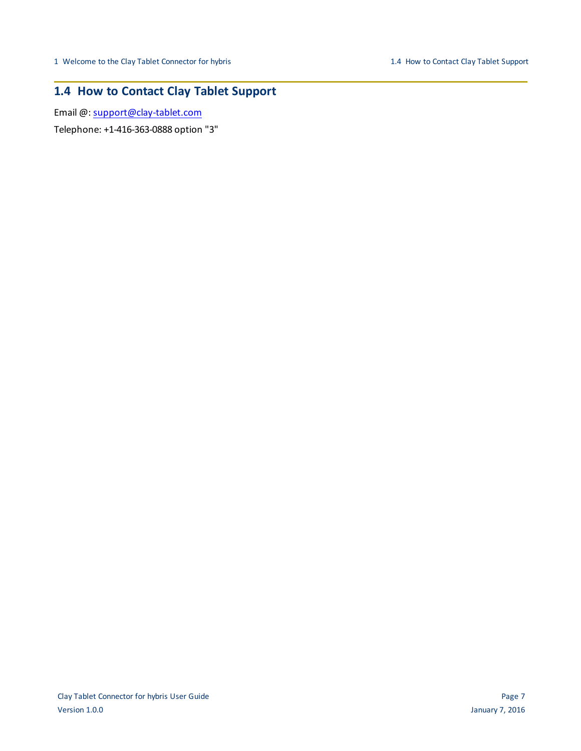## 1.4 How to Contact Clay Tablet Support

Email @: support@clay-tablet.com

Telephone: +1-416-363-0888 option "3"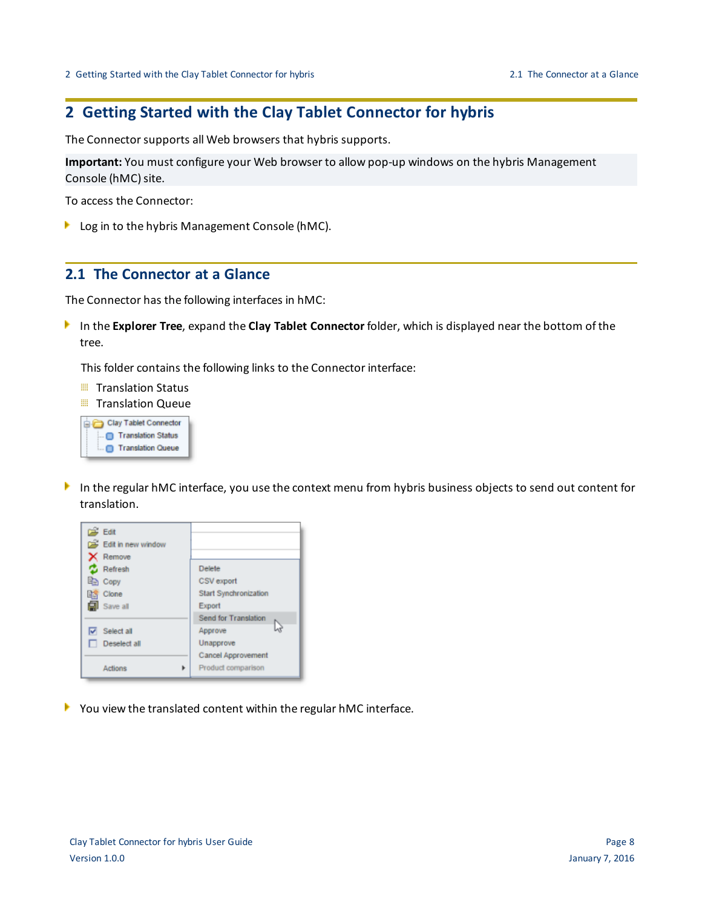# 2 Getting Started with the Clay Tablet Connector for hybris

The Connector supports all Web browsers that hybris supports.

**Important:** You must configure your Web browser to allow pop-up windows on the hybris Management Console (hMC) site.

To access the Connector:

- Log in to the hybris Management Console (hMC).

## 2.1 The Connector at a Glance

The Connector has the following interfaces in hMC:

- In the **Explorer Tree**, expand the **Clay Tablet Connector** folder, which is displayed near the bottom of the tree.

  This folder contains the following links to the Connector interface:

  - Translation Status
  - Translation Queue

- In the regular hMC interface, you use the context menu from hybris business objects to send out content for translation.

- You view the translated content within the regular hMC interface.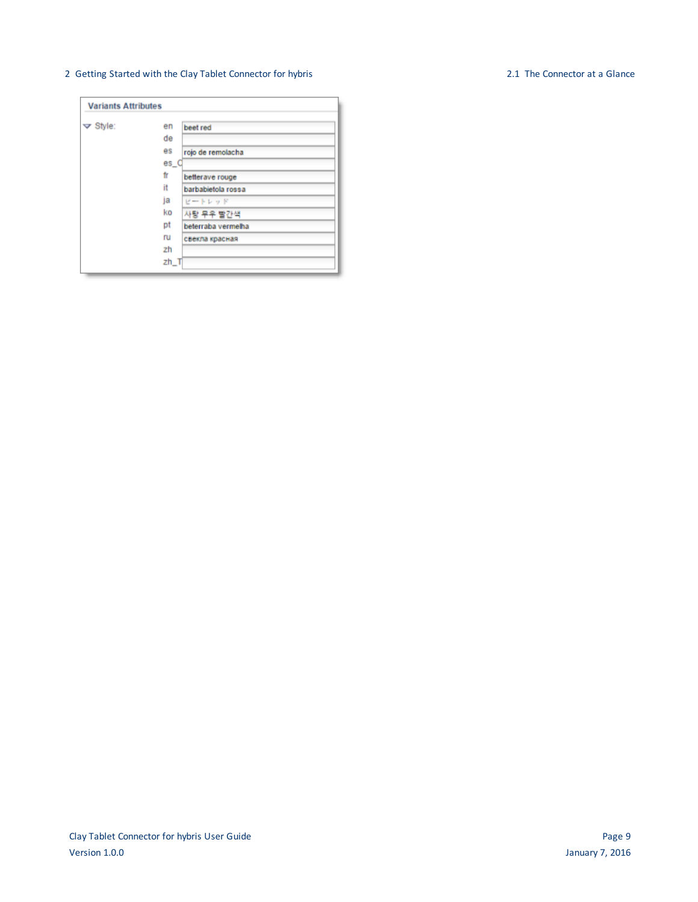**Variants Attributes**

| Style: | | |
|---|---|---|
| | en | beet red |
| | de | |
| | es | rojo de remolacha |
| | es_C | |
| | fr | betterave rouge |
| | it | barbabietola rossa |
| | ja | ビートレッド |
| | ko | 사탕 무우 빨간색 |
| | pt | beterraba vermelha |
| | ru | свекла красная |
| | zh | |
| | zh_T | |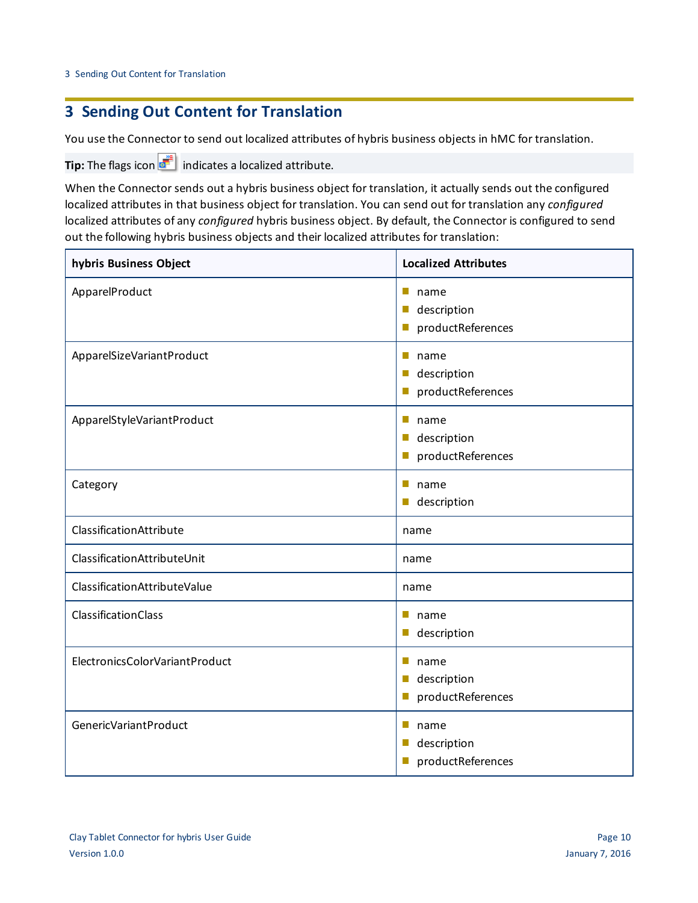# 3 Sending Out Content for Translation

You use the Connector to send out localized attributes of hybris business objects in hMC for translation.

**Tip:** The flags icon indicates a localized attribute.

When the Connector sends out a hybris business object for translation, it actually sends out the configured localized attributes in that business object for translation. You can send out for translation any *configured* localized attributes of any *configured* hybris business object. By default, the Connector is configured to send out the following hybris business objects and their localized attributes for translation:

| hybris Business Object | Localized Attributes |
|---|---|
| ApparelProduct | ▪ name<br>▪ description<br>▪ productReferences |
| ApparelSizeVariantProduct | ▪ name<br>▪ description<br>▪ productReferences |
| ApparelStyleVariantProduct | ▪ name<br>▪ description<br>▪ productReferences |
| Category | ▪ name<br>▪ description |
| ClassificationAttribute | name |
| ClassificationAttributeUnit | name |
| ClassificationAttributeValue | name |
| ClassificationClass | ▪ name<br>▪ description |
| ElectronicsColorVariantProduct | ▪ name<br>▪ description<br>▪ productReferences |
| GenericVariantProduct | ▪ name<br>▪ description<br>▪ productReferences |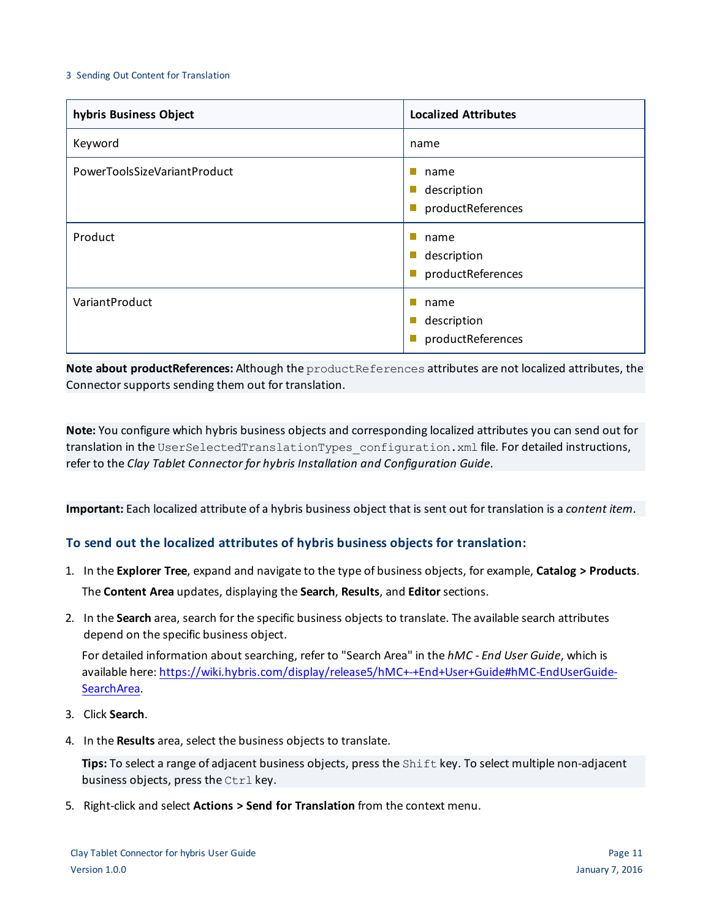| hybris Business Object | Localized Attributes |
| --- | --- |
| Keyword | name |
| PowerToolsSizeVariantProduct | ▪ name<br>▪ description<br>▪ productReferences |
| Product | ▪ name<br>▪ description<br>▪ productReferences |
| VariantProduct | ▪ name<br>▪ description<br>▪ productReferences |

**Note about productReferences:** Although the `productReferences` attributes are not localized attributes, the Connector supports sending them out for translation.

**Note:** You configure which hybris business objects and corresponding localized attributes you can send out for translation in the `UserSelectedTranslationTypes_configuration.xml` file. For detailed instructions, refer to the *Clay Tablet Connector for hybris Installation and Configuration Guide*.

**Important:** Each localized attribute of a hybris business object that is sent out for translation is a *content item*.

### To send out the localized attributes of hybris business objects for translation:

1. In the **Explorer Tree**, expand and navigate to the type of business objects, for example, **Catalog > Products**.

   The **Content Area** updates, displaying the **Search**, **Results**, and **Editor** sections.

2. In the **Search** area, search for the specific business objects to translate. The available search attributes depend on the specific business object.

   For detailed information about searching, refer to "Search Area" in the *hMC - End User Guide*, which is available here: https://wiki.hybris.com/display/release5/hMC+-+End+User+Guide#hMC-EndUserGuide-SearchArea.

3. Click **Search**.

4. In the **Results** area, select the business objects to translate.

   **Tips:** To select a range of adjacent business objects, press the `Shift` key. To select multiple non-adjacent business objects, press the `Ctrl` key.

5. Right-click and select **Actions > Send for Translation** from the context menu.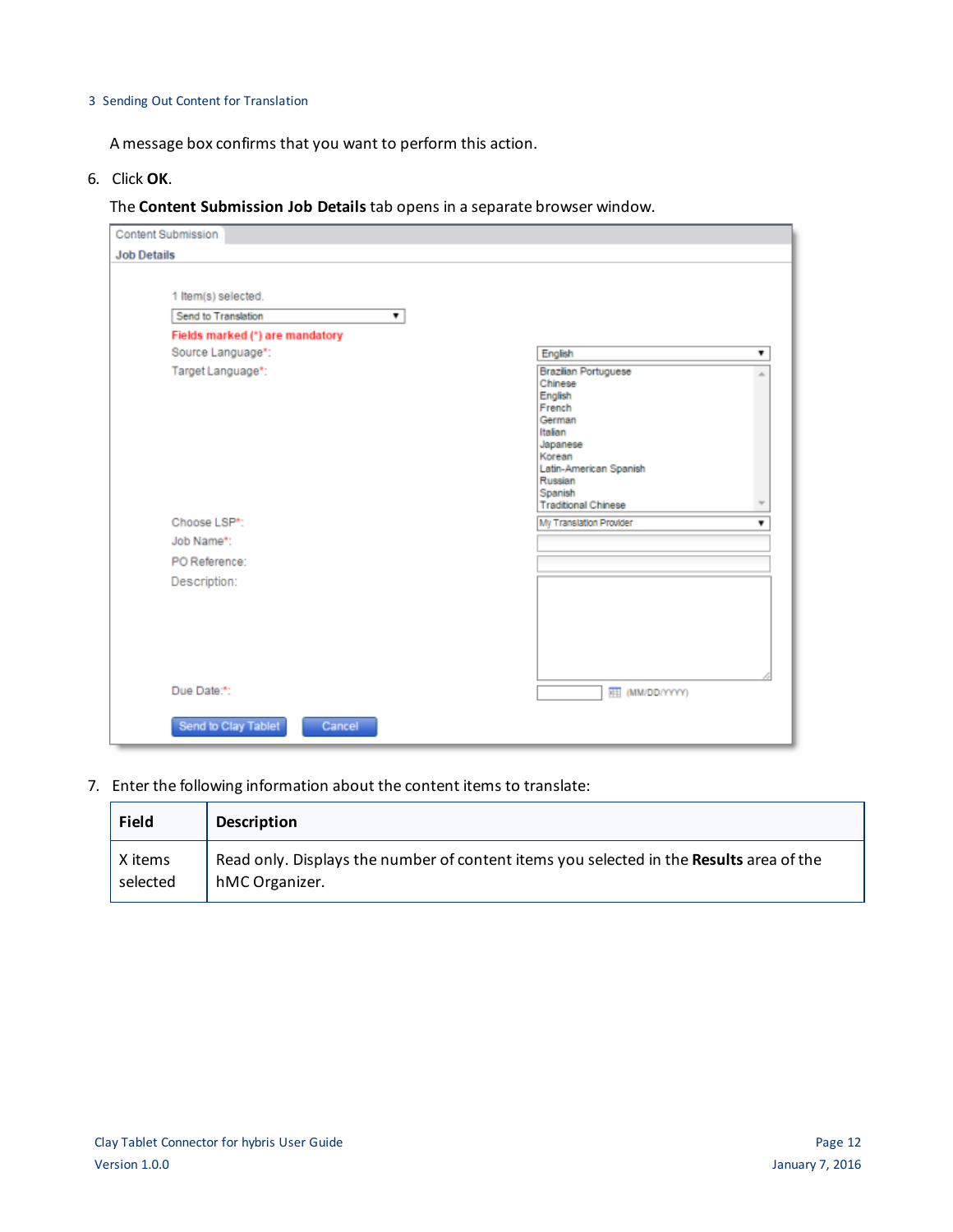A message box confirms that you want to perform this action.

6. Click **OK**.

   The **Content Submission Job Details** tab opens in a separate browser window.

7. Enter the following information about the content items to translate:

| Field | Description |
| --- | --- |
| X items selected | Read only. Displays the number of content items you selected in the **Results** area of the hMC Organizer. |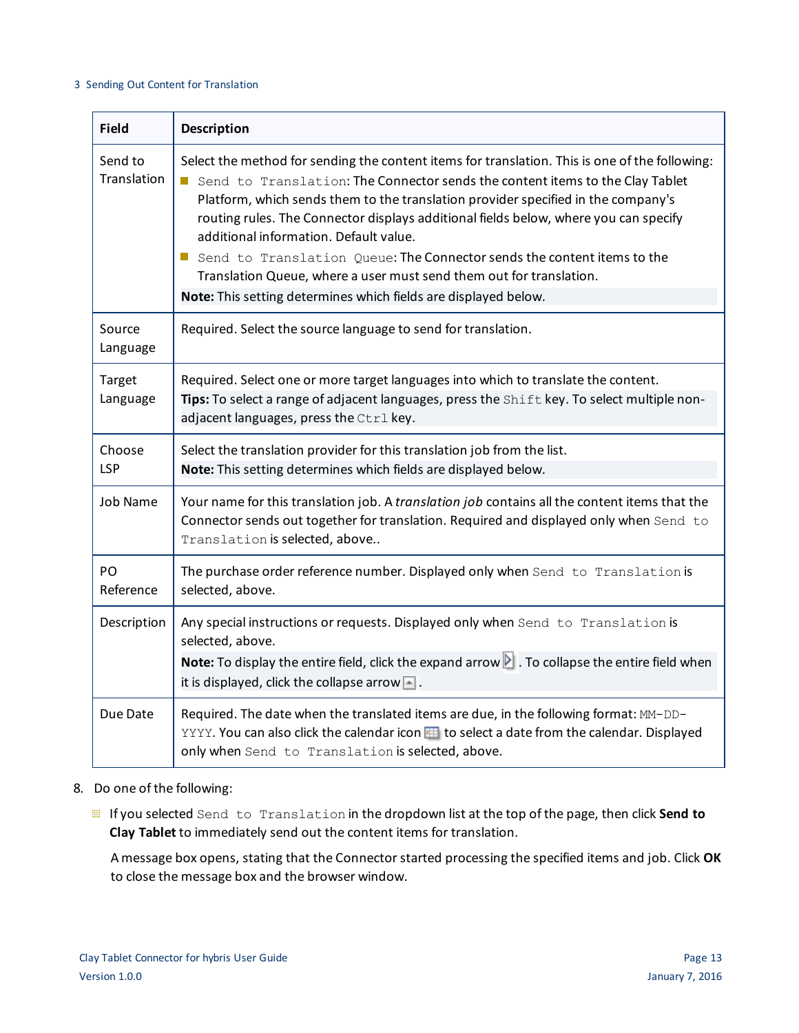| Field | Description |
|---|---|
| Send to Translation | Select the method for sending the content items for translation. This is one of the following:<br>■ `Send to Translation`: The Connector sends the content items to the Clay Tablet Platform, which sends them to the translation provider specified in the company's routing rules. The Connector displays additional fields below, where you can specify additional information. Default value.<br>■ `Send to Translation Queue`: The Connector sends the content items to the Translation Queue, where a user must send them out for translation.<br>**Note:** This setting determines which fields are displayed below. |
| Source Language | Required. Select the source language to send for translation. |
| Target Language | Required. Select one or more target languages into which to translate the content.<br>**Tips:** To select a range of adjacent languages, press the `Shift` key. To select multiple non-adjacent languages, press the `Ctrl` key. |
| Choose LSP | Select the translation provider for this translation job from the list.<br>**Note:** This setting determines which fields are displayed below. |
| Job Name | Your name for this translation job. A *translation job* contains all the content items that the Connector sends out together for translation. Required and displayed only when `Send to Translation` is selected, above.. |
| PO Reference | The purchase order reference number. Displayed only when `Send to Translation` is selected, above. |
| Description | Any special instructions or requests. Displayed only when `Send to Translation` is selected, above.<br>**Note:** To display the entire field, click the expand arrow . To collapse the entire field when it is displayed, click the collapse arrow . |
| Due Date | Required. The date when the translated items are due, in the following format: `MM-DD-YYYY`. You can also click the calendar icon to select a date from the calendar. Displayed only when `Send to Translation` is selected, above. |

8. Do one of the following:

   - If you selected `Send to Translation` in the dropdown list at the top of the page, then click **Send to Clay Tablet** to immediately send out the content items for translation.

     A message box opens, stating that the Connector started processing the specified items and job. Click **OK** to close the message box and the browser window.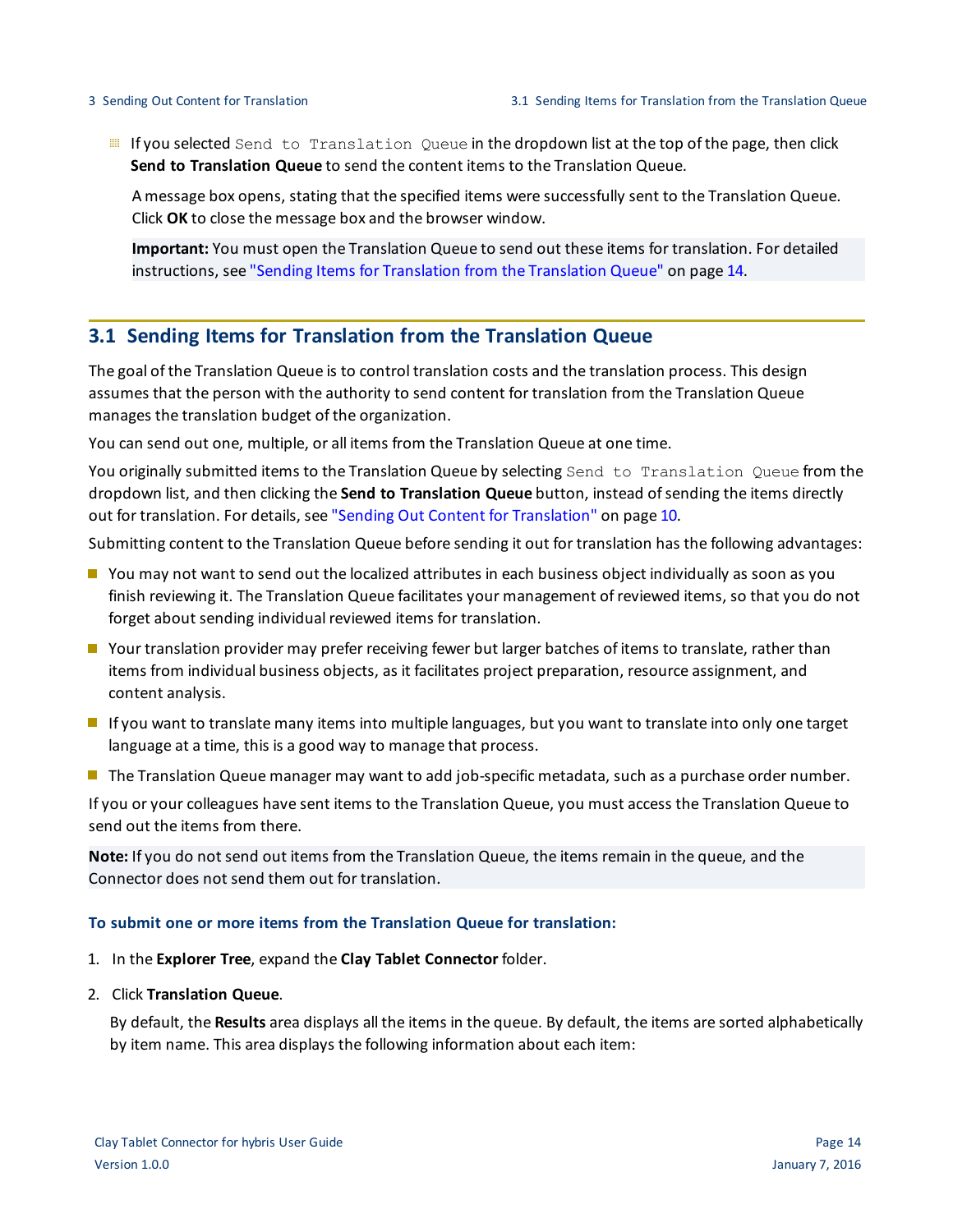- If you selected `Send to Translation Queue` in the dropdown list at the top of the page, then click **Send to Translation Queue** to send the content items to the Translation Queue.

  A message box opens, stating that the specified items were successfully sent to the Translation Queue. Click **OK** to close the message box and the browser window.

  **Important:** You must open the Translation Queue to send out these items for translation. For detailed instructions, see "Sending Items for Translation from the Translation Queue" on page 14.

## 3.1 Sending Items for Translation from the Translation Queue

The goal of the Translation Queue is to control translation costs and the translation process. This design assumes that the person with the authority to send content for translation from the Translation Queue manages the translation budget of the organization.

You can send out one, multiple, or all items from the Translation Queue at one time.

You originally submitted items to the Translation Queue by selecting `Send to Translation Queue` from the dropdown list, and then clicking the **Send to Translation Queue** button, instead of sending the items directly out for translation. For details, see "Sending Out Content for Translation" on page 10.

Submitting content to the Translation Queue before sending it out for translation has the following advantages:

- You may not want to send out the localized attributes in each business object individually as soon as you finish reviewing it. The Translation Queue facilitates your management of reviewed items, so that you do not forget about sending individual reviewed items for translation.
- Your translation provider may prefer receiving fewer but larger batches of items to translate, rather than items from individual business objects, as it facilitates project preparation, resource assignment, and content analysis.
- If you want to translate many items into multiple languages, but you want to translate into only one target language at a time, this is a good way to manage that process.
- The Translation Queue manager may want to add job-specific metadata, such as a purchase order number.

If you or your colleagues have sent items to the Translation Queue, you must access the Translation Queue to send out the items from there.

**Note:** If you do not send out items from the Translation Queue, the items remain in the queue, and the Connector does not send them out for translation.

#### To submit one or more items from the Translation Queue for translation:

1. In the **Explorer Tree**, expand the **Clay Tablet Connector** folder.
2. Click **Translation Queue**.

   By default, the **Results** area displays all the items in the queue. By default, the items are sorted alphabetically by item name. This area displays the following information about each item: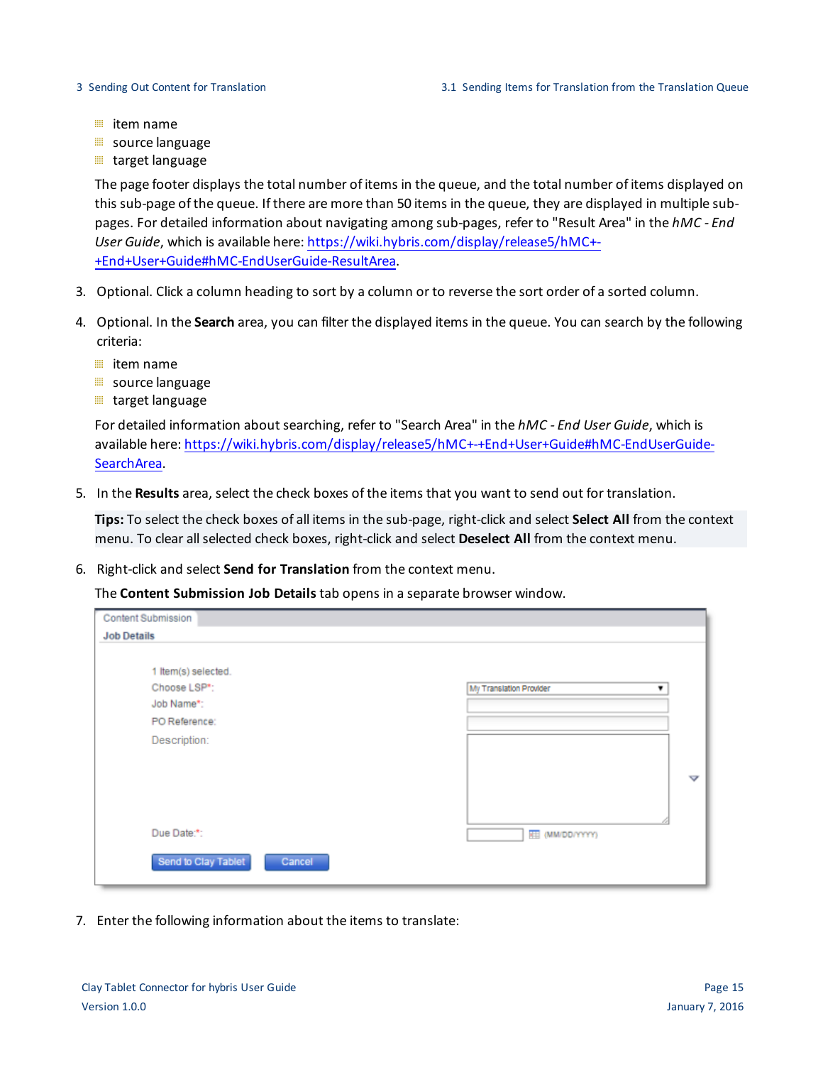- item name
- source language
- target language

The page footer displays the total number of items in the queue, and the total number of items displayed on this sub-page of the queue. If there are more than 50 items in the queue, they are displayed in multiple sub-pages. For detailed information about navigating among sub-pages, refer to "Result Area" in the *hMC - End User Guide*, which is available here: https://wiki.hybris.com/display/release5/hMC+-+End+User+Guide#hMC-EndUserGuide-ResultArea.

3. Optional. Click a column heading to sort by a column or to reverse the sort order of a sorted column.

4. Optional. In the **Search** area, you can filter the displayed items in the queue. You can search by the following criteria:

   - item name
   - source language
   - target language

   For detailed information about searching, refer to "Search Area" in the *hMC - End User Guide*, which is available here: https://wiki.hybris.com/display/release5/hMC+-+End+User+Guide#hMC-EndUserGuide-SearchArea.

5. In the **Results** area, select the check boxes of the items that you want to send out for translation.

   **Tips:** To select the check boxes of all items in the sub-page, right-click and select **Select All** from the context menu. To clear all selected check boxes, right-click and select **Deselect All** from the context menu.

6. Right-click and select **Send for Translation** from the context menu.

   The **Content Submission Job Details** tab opens in a separate browser window.

7. Enter the following information about the items to translate: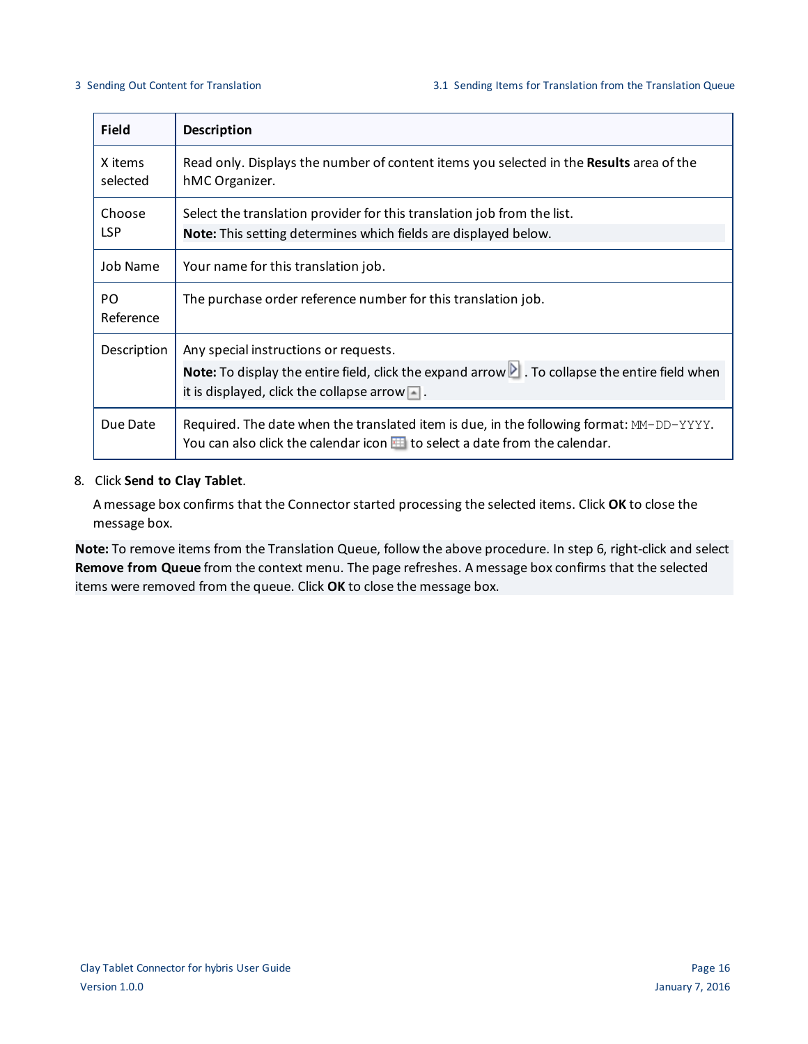| Field | Description |
|---|---|
| X items selected | Read only. Displays the number of content items you selected in the **Results** area of the hMC Organizer. |
| Choose LSP | Select the translation provider for this translation job from the list.<br>**Note:** This setting determines which fields are displayed below. |
| Job Name | Your name for this translation job. |
| PO Reference | The purchase order reference number for this translation job. |
| Description | Any special instructions or requests.<br>**Note:** To display the entire field, click the expand arrow. To collapse the entire field when it is displayed, click the collapse arrow. |
| Due Date | Required. The date when the translated item is due, in the following format: `MM-DD-YYYY`. You can also click the calendar icon to select a date from the calendar. |

8. Click **Send to Clay Tablet**.

   A message box confirms that the Connector started processing the selected items. Click **OK** to close the message box.

**Note:** To remove items from the Translation Queue, follow the above procedure. In step 6, right-click and select **Remove from Queue** from the context menu. The page refreshes. A message box confirms that the selected items were removed from the queue. Click **OK** to close the message box.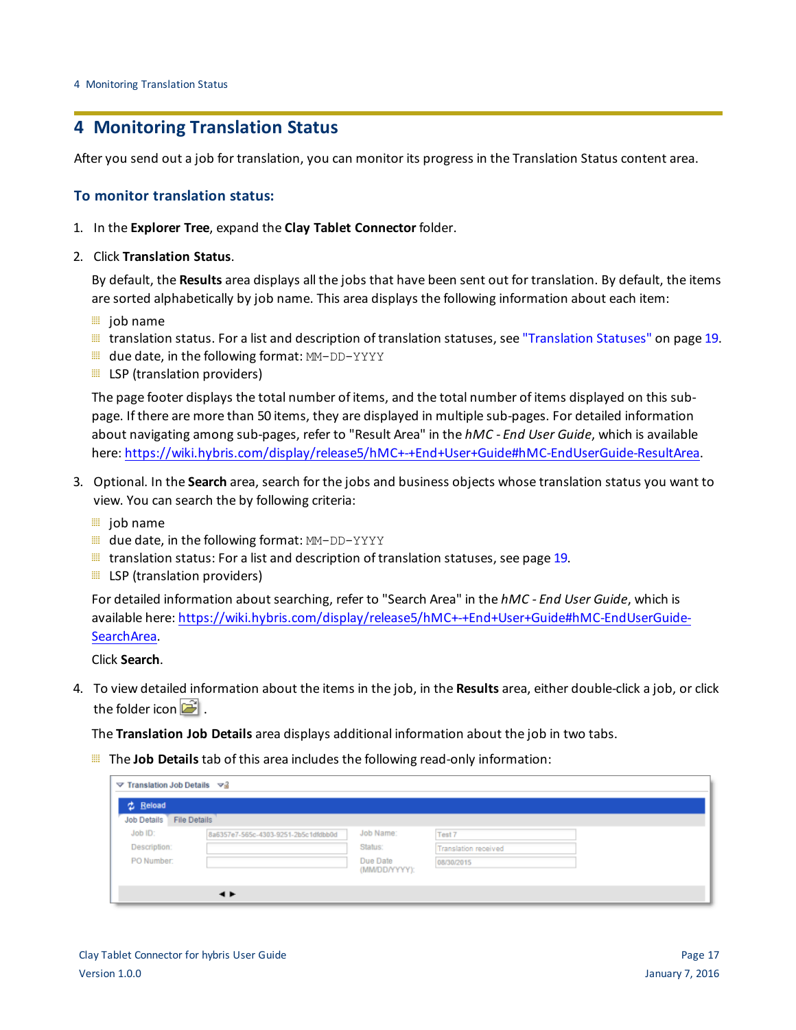# 4 Monitoring Translation Status

After you send out a job for translation, you can monitor its progress in the Translation Status content area.

### To monitor translation status:

1. In the **Explorer Tree**, expand the **Clay Tablet Connector** folder.
2. Click **Translation Status**.

   By default, the **Results** area displays all the jobs that have been sent out for translation. By default, the items are sorted alphabetically by job name. This area displays the following information about each item:

   - job name
   - translation status. For a list and description of translation statuses, see "Translation Statuses" on page 19.
   - due date, in the following format: `MM-DD-YYYY`
   - LSP (translation providers)

   The page footer displays the total number of items, and the total number of items displayed on this sub-page. If there are more than 50 items, they are displayed in multiple sub-pages. For detailed information about navigating among sub-pages, refer to "Result Area" in the *hMC - End User Guide*, which is available here: https://wiki.hybris.com/display/release5/hMC+-+End+User+Guide#hMC-EndUserGuide-ResultArea.

3. Optional. In the **Search** area, search for the jobs and business objects whose translation status you want to view. You can search the by following criteria:

   - job name
   - due date, in the following format: `MM-DD-YYYY`
   - translation status: For a list and description of translation statuses, see page 19.
   - LSP (translation providers)

   For detailed information about searching, refer to "Search Area" in the *hMC - End User Guide*, which is available here: https://wiki.hybris.com/display/release5/hMC+-+End+User+Guide#hMC-EndUserGuide-SearchArea.

   Click **Search**.

4. To view detailed information about the items in the job, in the **Results** area, either double-click a job, or click the folder icon .

   The **Translation Job Details** area displays additional information about the job in two tabs.

   - The **Job Details** tab of this area includes the following read-only information: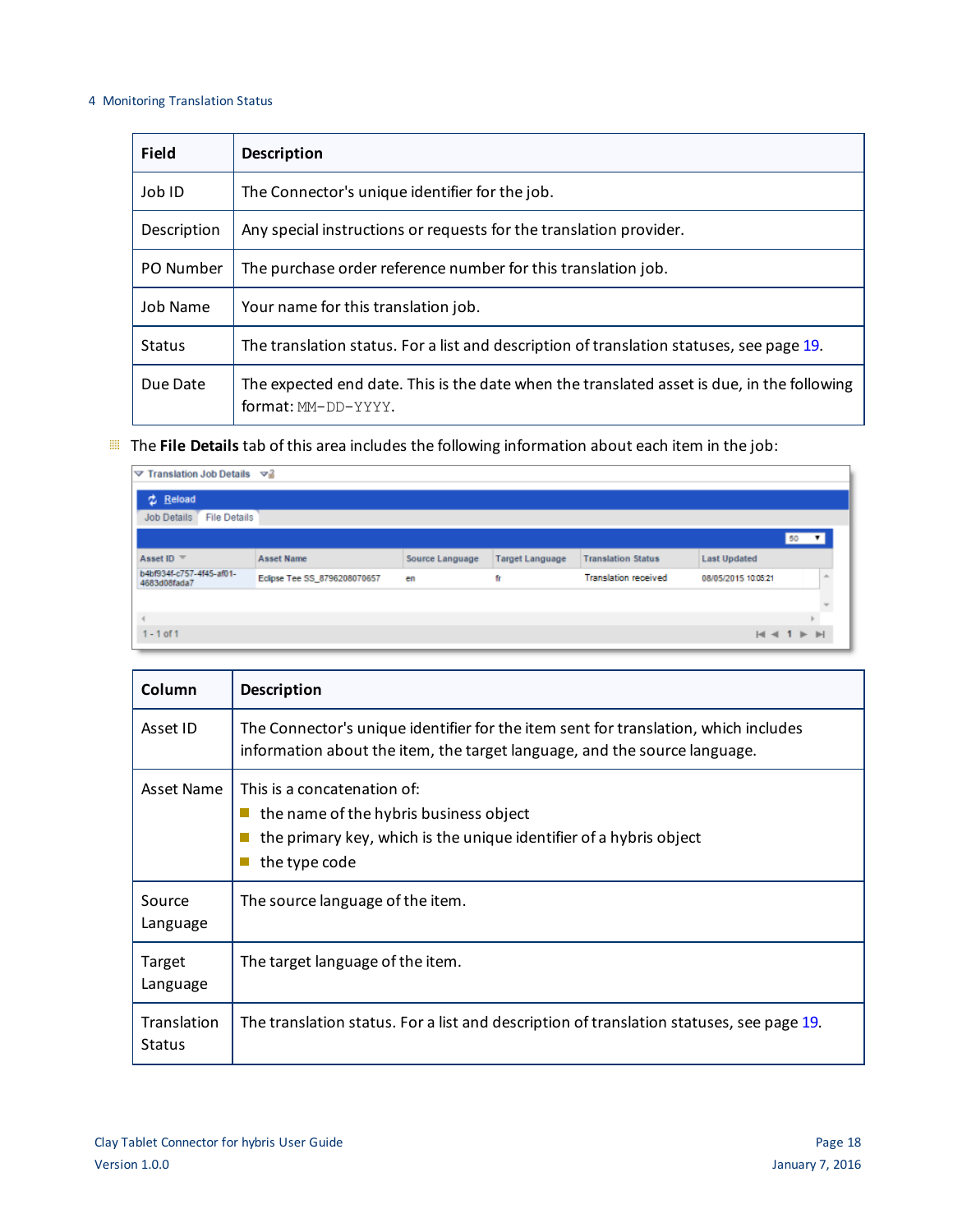| Field | Description |
|---|---|
| Job ID | The Connector's unique identifier for the job. |
| Description | Any special instructions or requests for the translation provider. |
| PO Number | The purchase order reference number for this translation job. |
| Job Name | Your name for this translation job. |
| Status | The translation status. For a list and description of translation statuses, see page 19. |
| Due Date | The expected end date. This is the date when the translated asset is due, in the following format: `MM-DD-YYYY`. |

- The **File Details** tab of this area includes the following information about each item in the job:

| Column | Description |
|---|---|
| Asset ID | The Connector's unique identifier for the item sent for translation, which includes information about the item, the target language, and the source language. |
| Asset Name | This is a concatenation of:<br>- the name of the hybris business object<br>- the primary key, which is the unique identifier of a hybris object<br>- the type code |
| Source Language | The source language of the item. |
| Target Language | The target language of the item. |
| Translation Status | The translation status. For a list and description of translation statuses, see page 19. |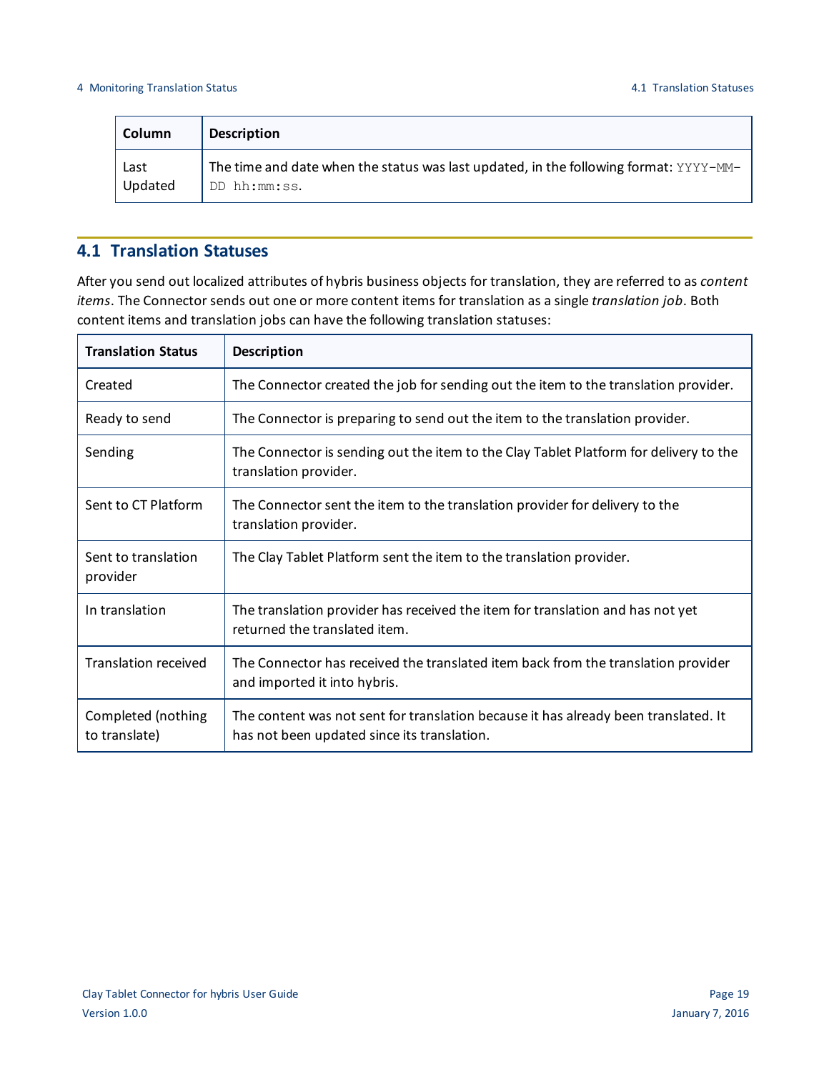| Column | Description |
| --- | --- |
| Last Updated | The time and date when the status was last updated, in the following format: `YYYY-MM-DD hh:mm:ss`. |

## 4.1 Translation Statuses

After you send out localized attributes of hybris business objects for translation, they are referred to as *content items*. The Connector sends out one or more content items for translation as a single *translation job*. Both content items and translation jobs can have the following translation statuses:

| Translation Status | Description |
| --- | --- |
| Created | The Connector created the job for sending out the item to the translation provider. |
| Ready to send | The Connector is preparing to send out the item to the translation provider. |
| Sending | The Connector is sending out the item to the Clay Tablet Platform for delivery to the translation provider. |
| Sent to CT Platform | The Connector sent the item to the translation provider for delivery to the translation provider. |
| Sent to translation provider | The Clay Tablet Platform sent the item to the translation provider. |
| In translation | The translation provider has received the item for translation and has not yet returned the translated item. |
| Translation received | The Connector has received the translated item back from the translation provider and imported it into hybris. |
| Completed (nothing to translate) | The content was not sent for translation because it has already been translated. It has not been updated since its translation. |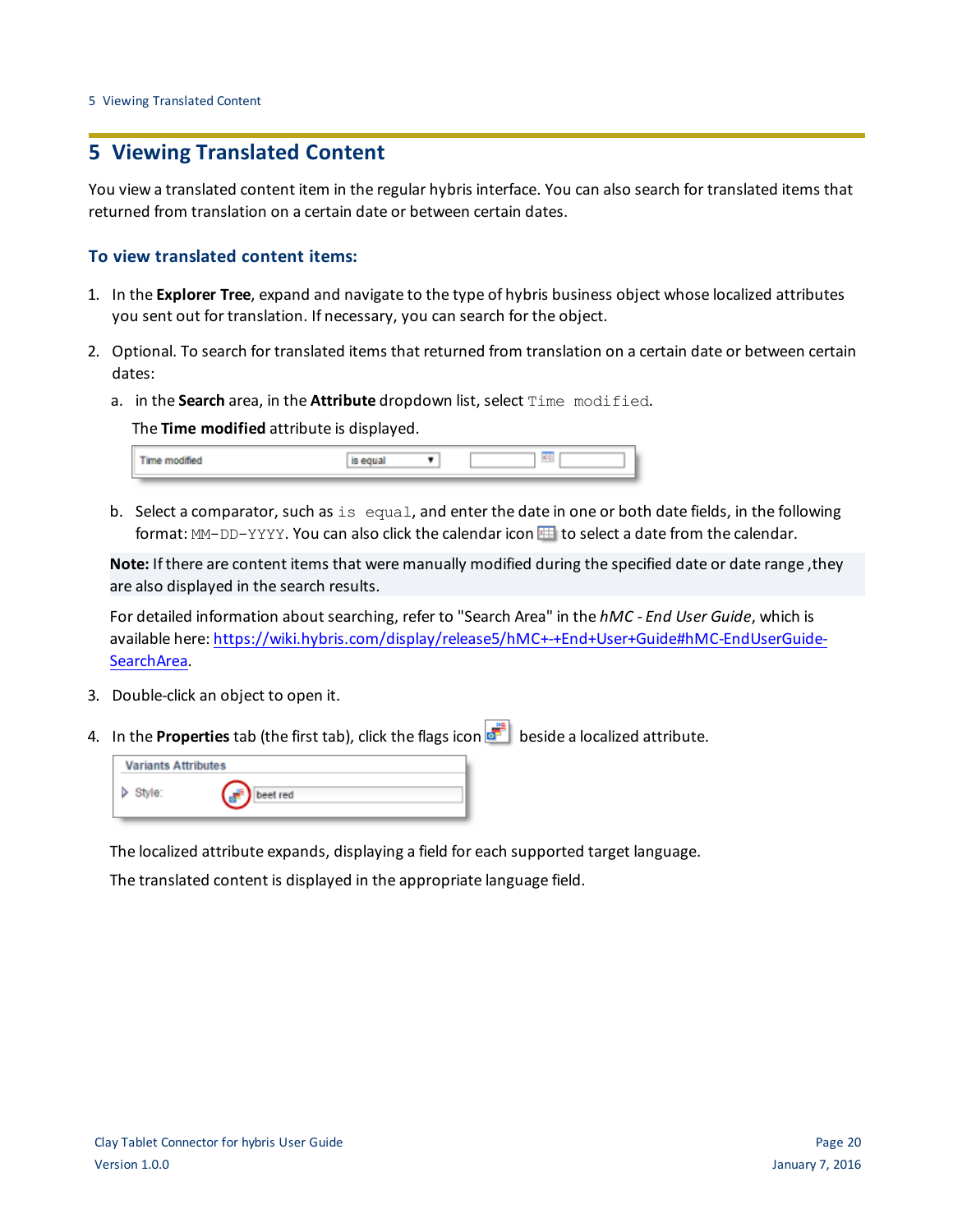# 5 Viewing Translated Content

You view a translated content item in the regular hybris interface. You can also search for translated items that returned from translation on a certain date or between certain dates.

### To view translated content items:

1. In the **Explorer Tree**, expand and navigate to the type of hybris business object whose localized attributes you sent out for translation. If necessary, you can search for the object.

2. Optional. To search for translated items that returned from translation on a certain date or between certain dates:

   a. in the **Search** area, in the **Attribute** dropdown list, select `Time modified`.

   The **Time modified** attribute is displayed.

   b. Select a comparator, such as `is equal`, and enter the date in one or both date fields, in the following format: `MM-DD-YYYY`. You can also click the calendar icon to select a date from the calendar.

   **Note:** If there are content items that were manually modified during the specified date or date range ,they are also displayed in the search results.

   For detailed information about searching, refer to "Search Area" in the *hMC - End User Guide*, which is available here: https://wiki.hybris.com/display/release5/hMC+-+End+User+Guide#hMC-EndUserGuide-SearchArea.

3. Double-click an object to open it.

4. In the **Properties** tab (the first tab), click the flags icon beside a localized attribute.

   The localized attribute expands, displaying a field for each supported target language.

   The translated content is displayed in the appropriate language field.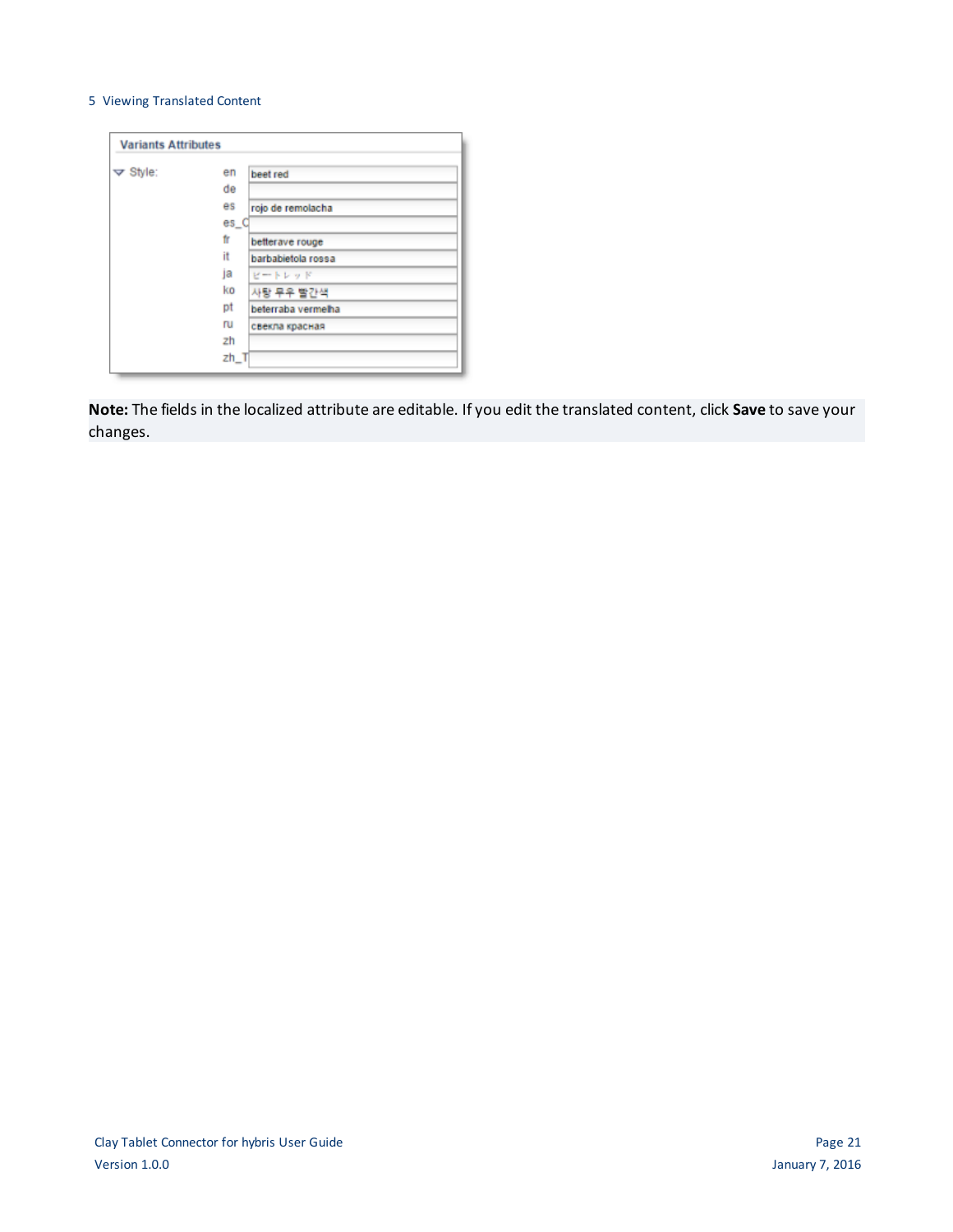Variants Attributes

| | | |
|---|---|---|
| Style: | en | beet red |
| | de | |
| | es | rojo de remolacha |
| | es_C | |
| | fr | betterave rouge |
| | it | barbabietola rossa |
| | ja | ビートレッド |
| | ko | 사탕 무우 빨간색 |
| | pt | beterraba vermelha |
| | ru | свекла красная |
| | zh | |
| | zh_T | |

**Note:** The fields in the localized attribute are editable. If you edit the translated content, click **Save** to save your changes.